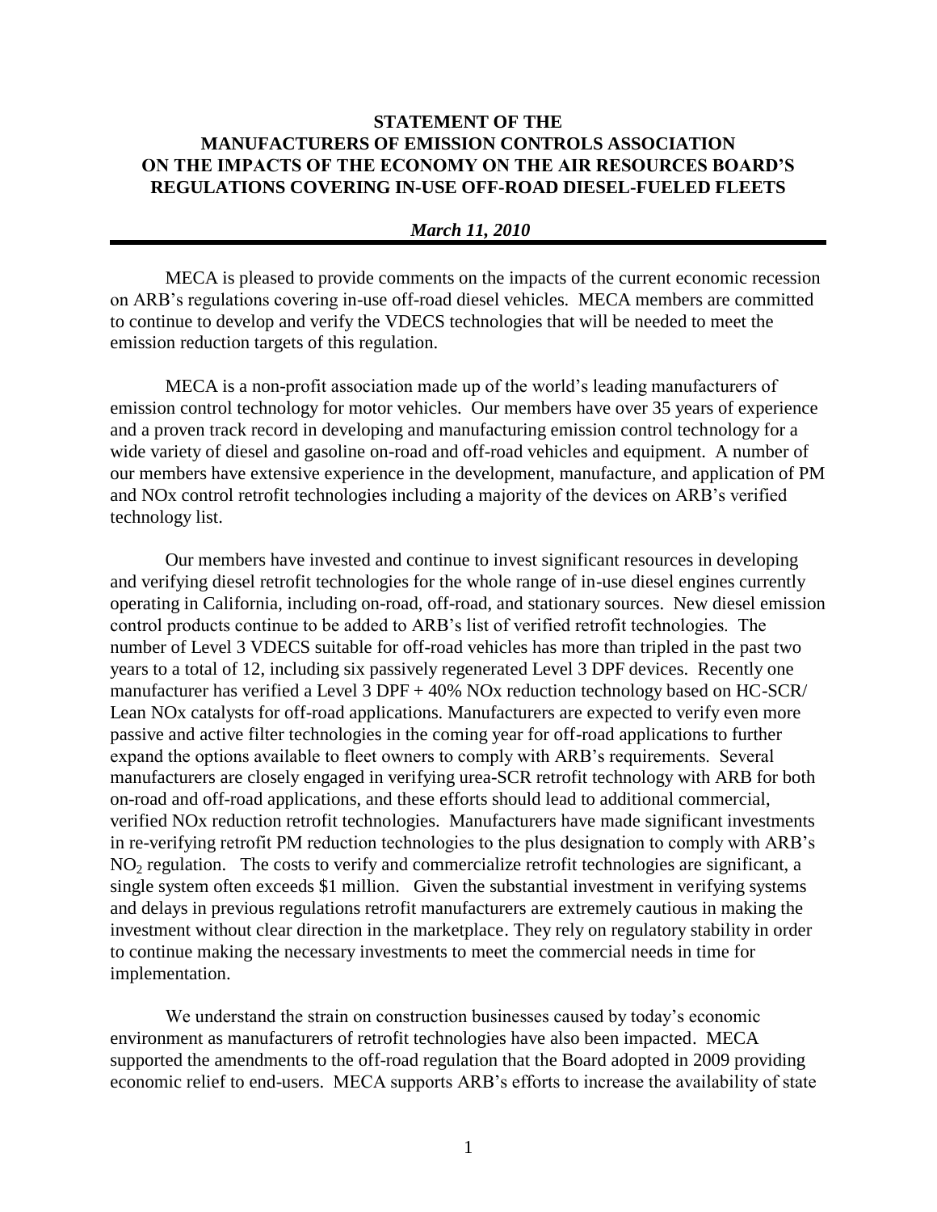**STATEMENT OF THE**
**MANUFACTURERS OF EMISSION CONTROLS ASSOCIATION**
**ON THE IMPACTS OF THE ECONOMY ON THE AIR RESOURCES BOARD'S**
**REGULATIONS COVERING IN-USE OFF-ROAD DIESEL-FUELED FLEETS**

***March 11, 2010***

---

MECA is pleased to provide comments on the impacts of the current economic recession on ARB's regulations covering in-use off-road diesel vehicles. MECA members are committed to continue to develop and verify the VDECS technologies that will be needed to meet the emission reduction targets of this regulation.

MECA is a non-profit association made up of the world's leading manufacturers of emission control technology for motor vehicles. Our members have over 35 years of experience and a proven track record in developing and manufacturing emission control technology for a wide variety of diesel and gasoline on-road and off-road vehicles and equipment. A number of our members have extensive experience in the development, manufacture, and application of PM and NOx control retrofit technologies including a majority of the devices on ARB's verified technology list.

Our members have invested and continue to invest significant resources in developing and verifying diesel retrofit technologies for the whole range of in-use diesel engines currently operating in California, including on-road, off-road, and stationary sources. New diesel emission control products continue to be added to ARB's list of verified retrofit technologies. The number of Level 3 VDECS suitable for off-road vehicles has more than tripled in the past two years to a total of 12, including six passively regenerated Level 3 DPF devices. Recently one manufacturer has verified a Level 3 DPF + 40% NOx reduction technology based on HC-SCR/ Lean NOx catalysts for off-road applications. Manufacturers are expected to verify even more passive and active filter technologies in the coming year for off-road applications to further expand the options available to fleet owners to comply with ARB's requirements. Several manufacturers are closely engaged in verifying urea-SCR retrofit technology with ARB for both on-road and off-road applications, and these efforts should lead to additional commercial, verified NOx reduction retrofit technologies. Manufacturers have made significant investments in re-verifying retrofit PM reduction technologies to the plus designation to comply with ARB's $NO_2$ regulation. The costs to verify and commercialize retrofit technologies are significant, a single system often exceeds $1 million. Given the substantial investment in verifying systems and delays in previous regulations retrofit manufacturers are extremely cautious in making the investment without clear direction in the marketplace. They rely on regulatory stability in order to continue making the necessary investments to meet the commercial needs in time for implementation.

We understand the strain on construction businesses caused by today's economic environment as manufacturers of retrofit technologies have also been impacted. MECA supported the amendments to the off-road regulation that the Board adopted in 2009 providing economic relief to end-users. MECA supports ARB's efforts to increase the availability of state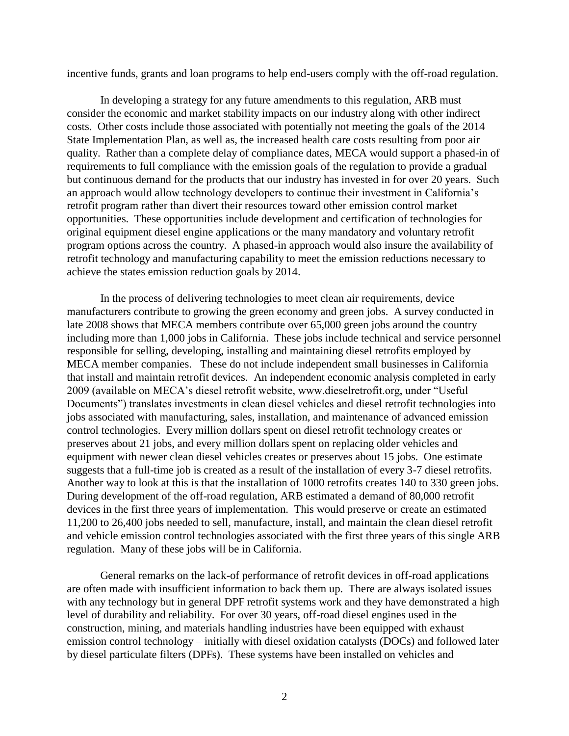incentive funds, grants and loan programs to help end-users comply with the off-road regulation.

In developing a strategy for any future amendments to this regulation, ARB must consider the economic and market stability impacts on our industry along with other indirect costs. Other costs include those associated with potentially not meeting the goals of the 2014 State Implementation Plan, as well as, the increased health care costs resulting from poor air quality. Rather than a complete delay of compliance dates, MECA would support a phased-in of requirements to full compliance with the emission goals of the regulation to provide a gradual but continuous demand for the products that our industry has invested in for over 20 years. Such an approach would allow technology developers to continue their investment in California's retrofit program rather than divert their resources toward other emission control market opportunities. These opportunities include development and certification of technologies for original equipment diesel engine applications or the many mandatory and voluntary retrofit program options across the country. A phased-in approach would also insure the availability of retrofit technology and manufacturing capability to meet the emission reductions necessary to achieve the states emission reduction goals by 2014.

In the process of delivering technologies to meet clean air requirements, device manufacturers contribute to growing the green economy and green jobs. A survey conducted in late 2008 shows that MECA members contribute over 65,000 green jobs around the country including more than 1,000 jobs in California. These jobs include technical and service personnel responsible for selling, developing, installing and maintaining diesel retrofits employed by MECA member companies. These do not include independent small businesses in California that install and maintain retrofit devices. An independent economic analysis completed in early 2009 (available on MECA's diesel retrofit website, www.dieselretrofit.org, under "Useful Documents") translates investments in clean diesel vehicles and diesel retrofit technologies into jobs associated with manufacturing, sales, installation, and maintenance of advanced emission control technologies. Every million dollars spent on diesel retrofit technology creates or preserves about 21 jobs, and every million dollars spent on replacing older vehicles and equipment with newer clean diesel vehicles creates or preserves about 15 jobs. One estimate suggests that a full-time job is created as a result of the installation of every 3-7 diesel retrofits. Another way to look at this is that the installation of 1000 retrofits creates 140 to 330 green jobs. During development of the off-road regulation, ARB estimated a demand of 80,000 retrofit devices in the first three years of implementation. This would preserve or create an estimated 11,200 to 26,400 jobs needed to sell, manufacture, install, and maintain the clean diesel retrofit and vehicle emission control technologies associated with the first three years of this single ARB regulation. Many of these jobs will be in California.

General remarks on the lack-of performance of retrofit devices in off-road applications are often made with insufficient information to back them up. There are always isolated issues with any technology but in general DPF retrofit systems work and they have demonstrated a high level of durability and reliability. For over 30 years, off-road diesel engines used in the construction, mining, and materials handling industries have been equipped with exhaust emission control technology – initially with diesel oxidation catalysts (DOCs) and followed later by diesel particulate filters (DPFs). These systems have been installed on vehicles and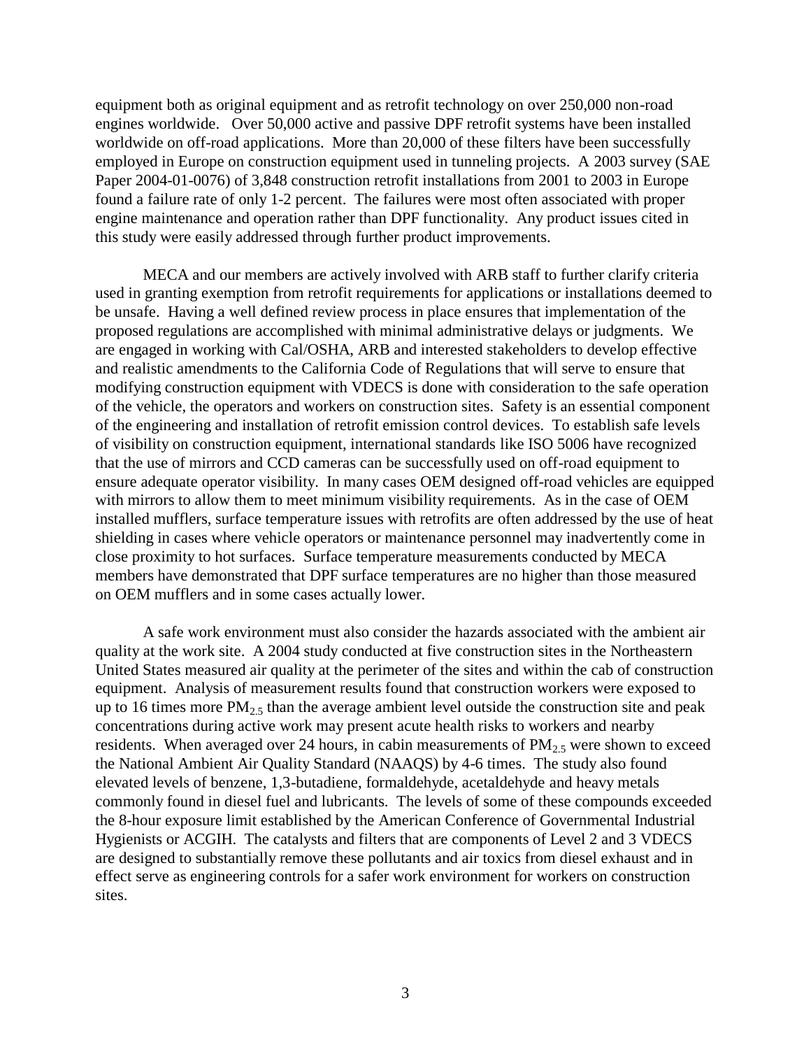equipment both as original equipment and as retrofit technology on over 250,000 non-road engines worldwide. Over 50,000 active and passive DPF retrofit systems have been installed worldwide on off-road applications. More than 20,000 of these filters have been successfully employed in Europe on construction equipment used in tunneling projects. A 2003 survey (SAE Paper 2004-01-0076) of 3,848 construction retrofit installations from 2001 to 2003 in Europe found a failure rate of only 1-2 percent. The failures were most often associated with proper engine maintenance and operation rather than DPF functionality. Any product issues cited in this study were easily addressed through further product improvements.

MECA and our members are actively involved with ARB staff to further clarify criteria used in granting exemption from retrofit requirements for applications or installations deemed to be unsafe. Having a well defined review process in place ensures that implementation of the proposed regulations are accomplished with minimal administrative delays or judgments. We are engaged in working with Cal/OSHA, ARB and interested stakeholders to develop effective and realistic amendments to the California Code of Regulations that will serve to ensure that modifying construction equipment with VDECS is done with consideration to the safe operation of the vehicle, the operators and workers on construction sites. Safety is an essential component of the engineering and installation of retrofit emission control devices. To establish safe levels of visibility on construction equipment, international standards like ISO 5006 have recognized that the use of mirrors and CCD cameras can be successfully used on off-road equipment to ensure adequate operator visibility. In many cases OEM designed off-road vehicles are equipped with mirrors to allow them to meet minimum visibility requirements. As in the case of OEM installed mufflers, surface temperature issues with retrofits are often addressed by the use of heat shielding in cases where vehicle operators or maintenance personnel may inadvertently come in close proximity to hot surfaces. Surface temperature measurements conducted by MECA members have demonstrated that DPF surface temperatures are no higher than those measured on OEM mufflers and in some cases actually lower.

A safe work environment must also consider the hazards associated with the ambient air quality at the work site. A 2004 study conducted at five construction sites in the Northeastern United States measured air quality at the perimeter of the sites and within the cab of construction equipment. Analysis of measurement results found that construction workers were exposed to up to 16 times more $PM_{2.5}$ than the average ambient level outside the construction site and peak concentrations during active work may present acute health risks to workers and nearby residents. When averaged over 24 hours, in cabin measurements of $PM_{2.5}$ were shown to exceed the National Ambient Air Quality Standard (NAAQS) by 4-6 times. The study also found elevated levels of benzene, 1,3-butadiene, formaldehyde, acetaldehyde and heavy metals commonly found in diesel fuel and lubricants. The levels of some of these compounds exceeded the 8-hour exposure limit established by the American Conference of Governmental Industrial Hygienists or ACGIH. The catalysts and filters that are components of Level 2 and 3 VDECS are designed to substantially remove these pollutants and air toxics from diesel exhaust and in effect serve as engineering controls for a safer work environment for workers on construction sites.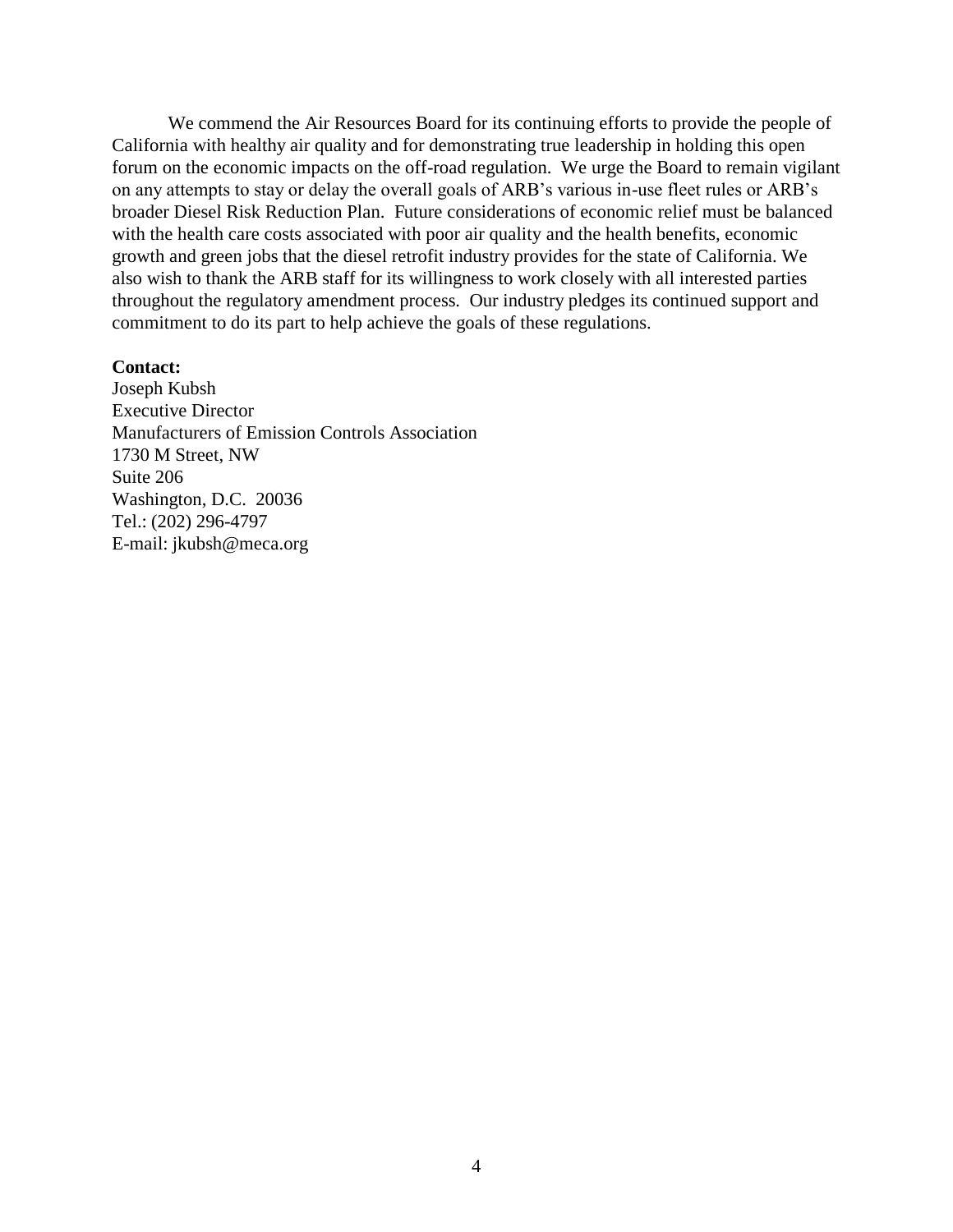We commend the Air Resources Board for its continuing efforts to provide the people of California with healthy air quality and for demonstrating true leadership in holding this open forum on the economic impacts on the off-road regulation. We urge the Board to remain vigilant on any attempts to stay or delay the overall goals of ARB's various in-use fleet rules or ARB's broader Diesel Risk Reduction Plan. Future considerations of economic relief must be balanced with the health care costs associated with poor air quality and the health benefits, economic growth and green jobs that the diesel retrofit industry provides for the state of California. We also wish to thank the ARB staff for its willingness to work closely with all interested parties throughout the regulatory amendment process. Our industry pledges its continued support and commitment to do its part to help achieve the goals of these regulations.

**Contact:**
Joseph Kubsh
Executive Director
Manufacturers of Emission Controls Association
1730 M Street, NW
Suite 206
Washington, D.C. 20036
Tel.: (202) 296-4797
E-mail: jkubsh@meca.org